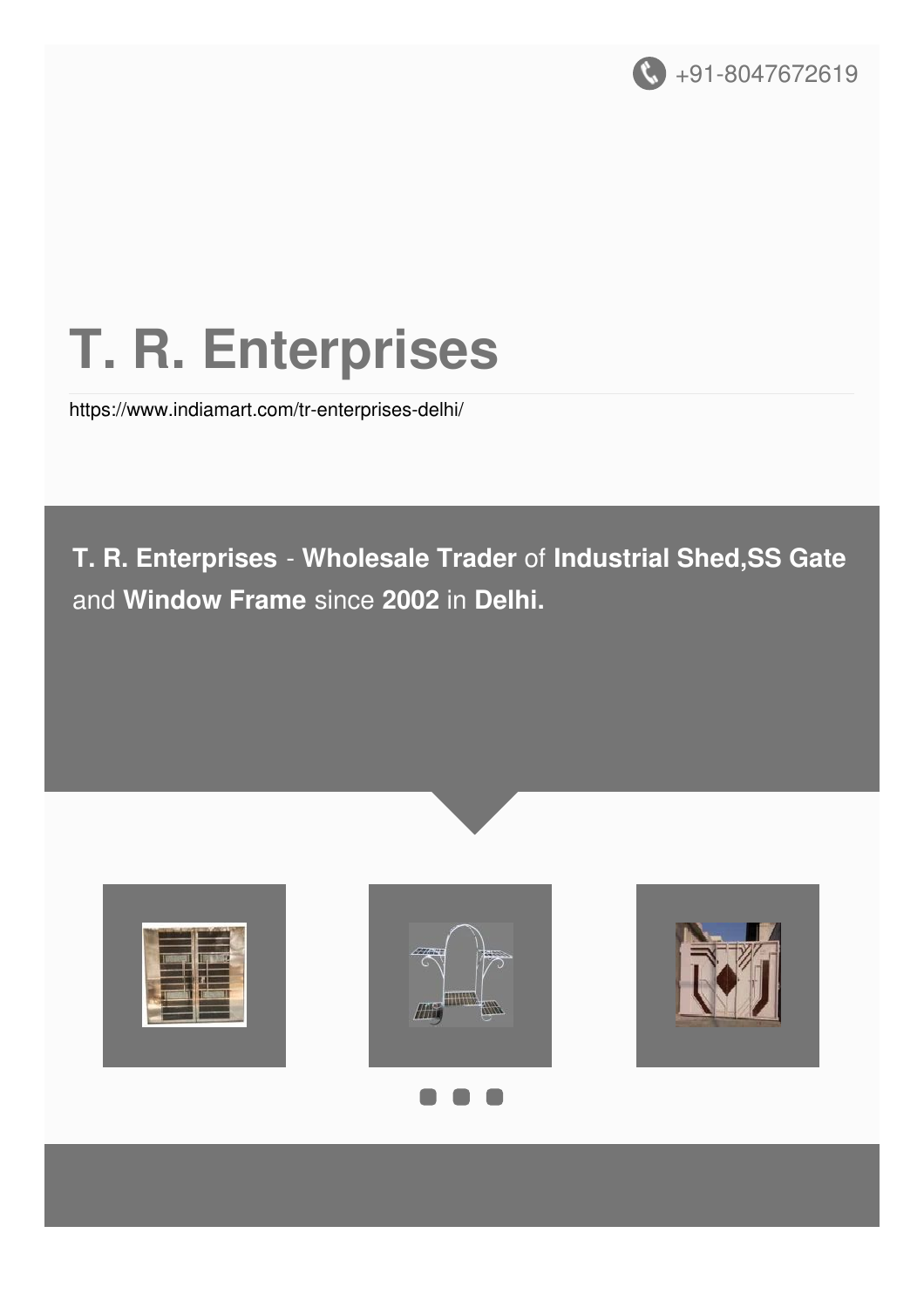+91-8047672619

# T. R. Enterprises

https://www.indiamart.com/tr-enterprises-delhi/

**T. R. Enterprises** - **Wholesale Trader** of **Industrial Shed,SS Gate** and **Window Frame** since **2002** in **Delhi.**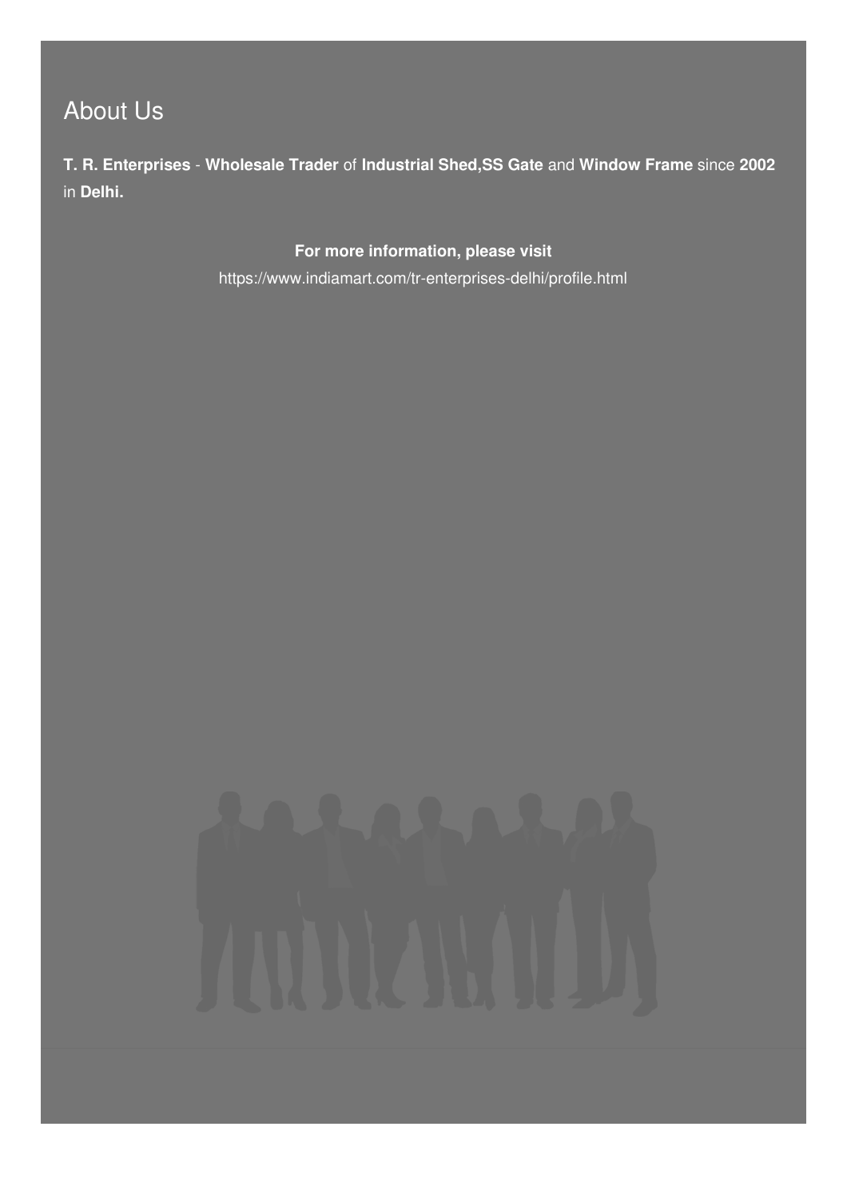## About Us

**T. R. Enterprises** - **Wholesale Trader** of **Industrial Shed,SS Gate** and **Window Frame** since **2002** in **Delhi.**

**For more information, please visit**

https://www.indiamart.com/tr-enterprises-delhi/profile.html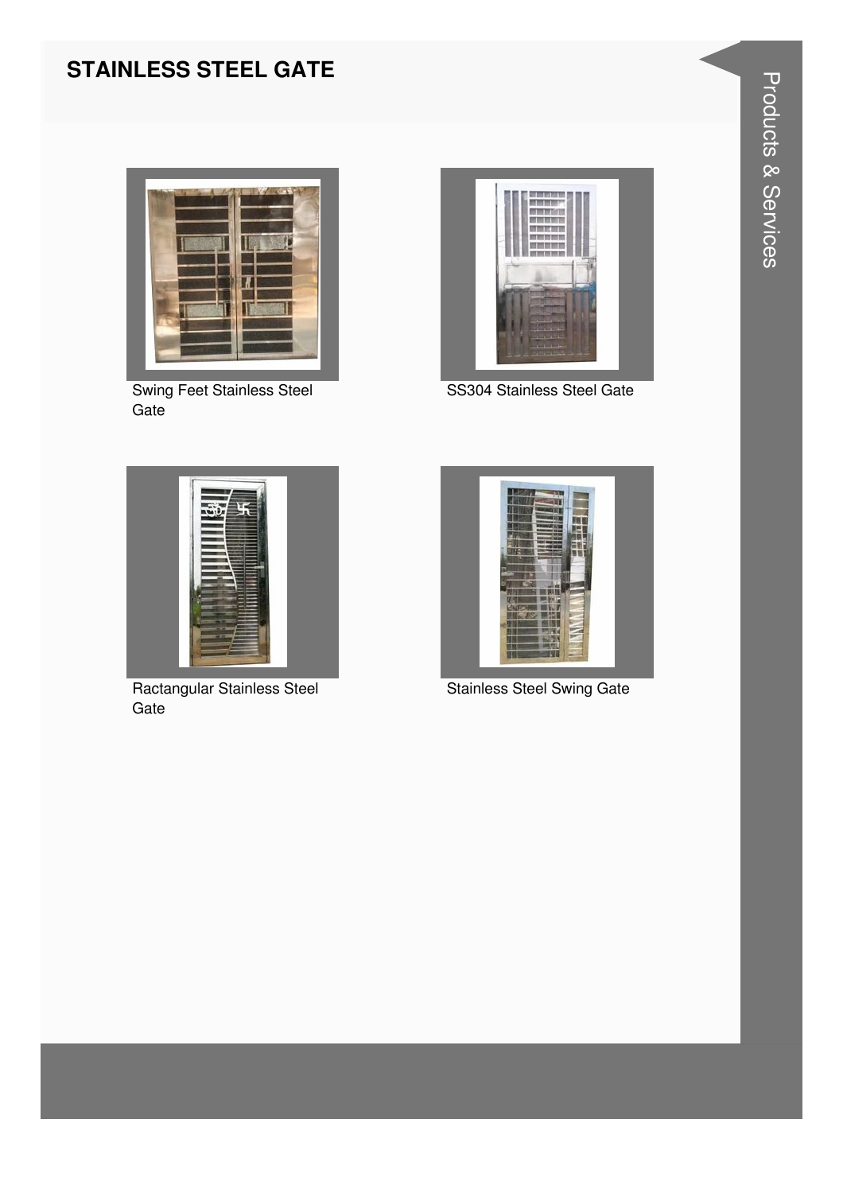## STAINLESS STEEL GATE

Swing Feet Stainless Steel Gate

SS304 Stainless Steel Gate

Ractangular Stainless Steel Gate

Stainless Steel Swing Gate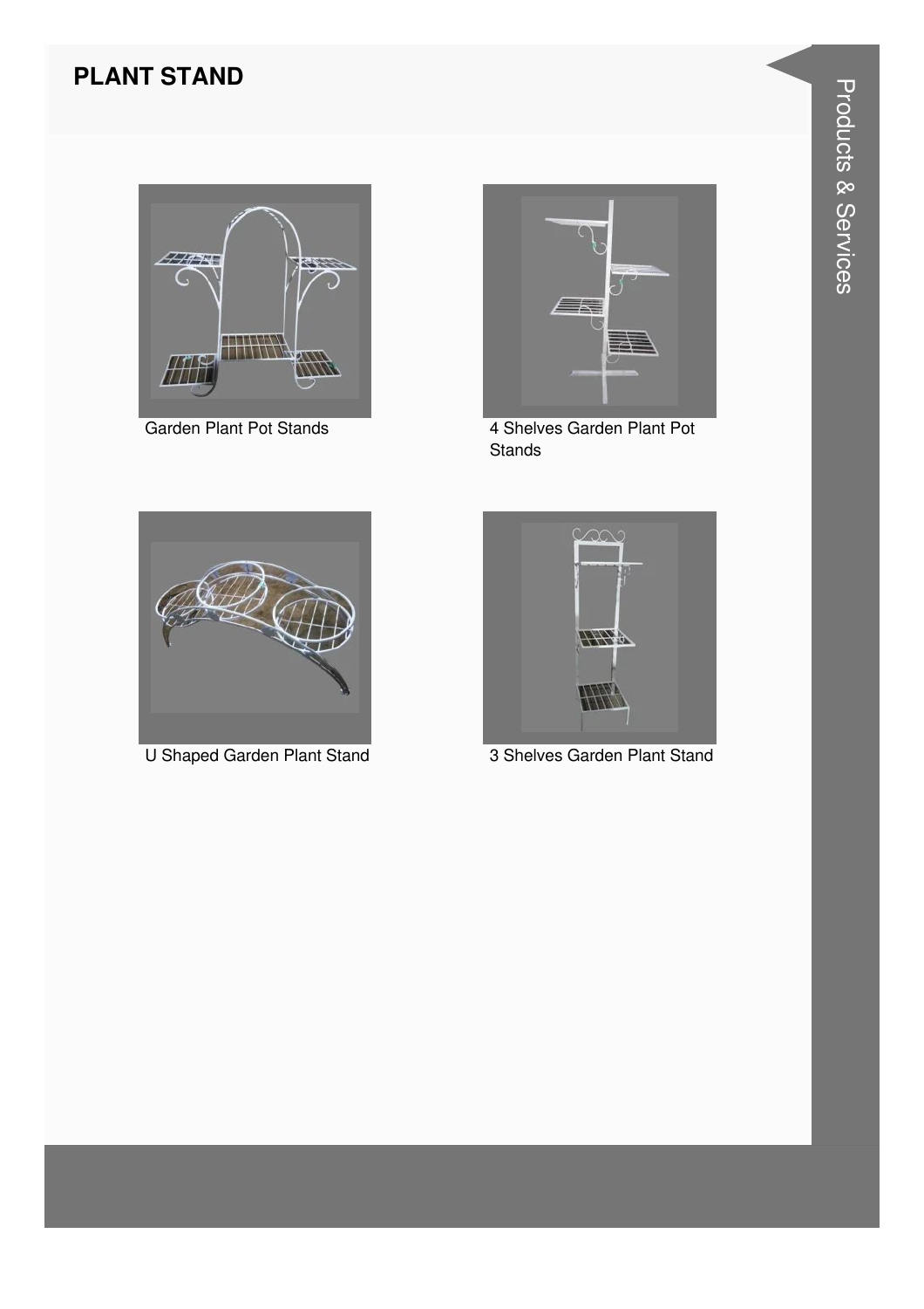# PLANT STAND

Garden Plant Pot Stands

4 Shelves Garden Plant Pot Stands

U Shaped Garden Plant Stand

3 Shelves Garden Plant Stand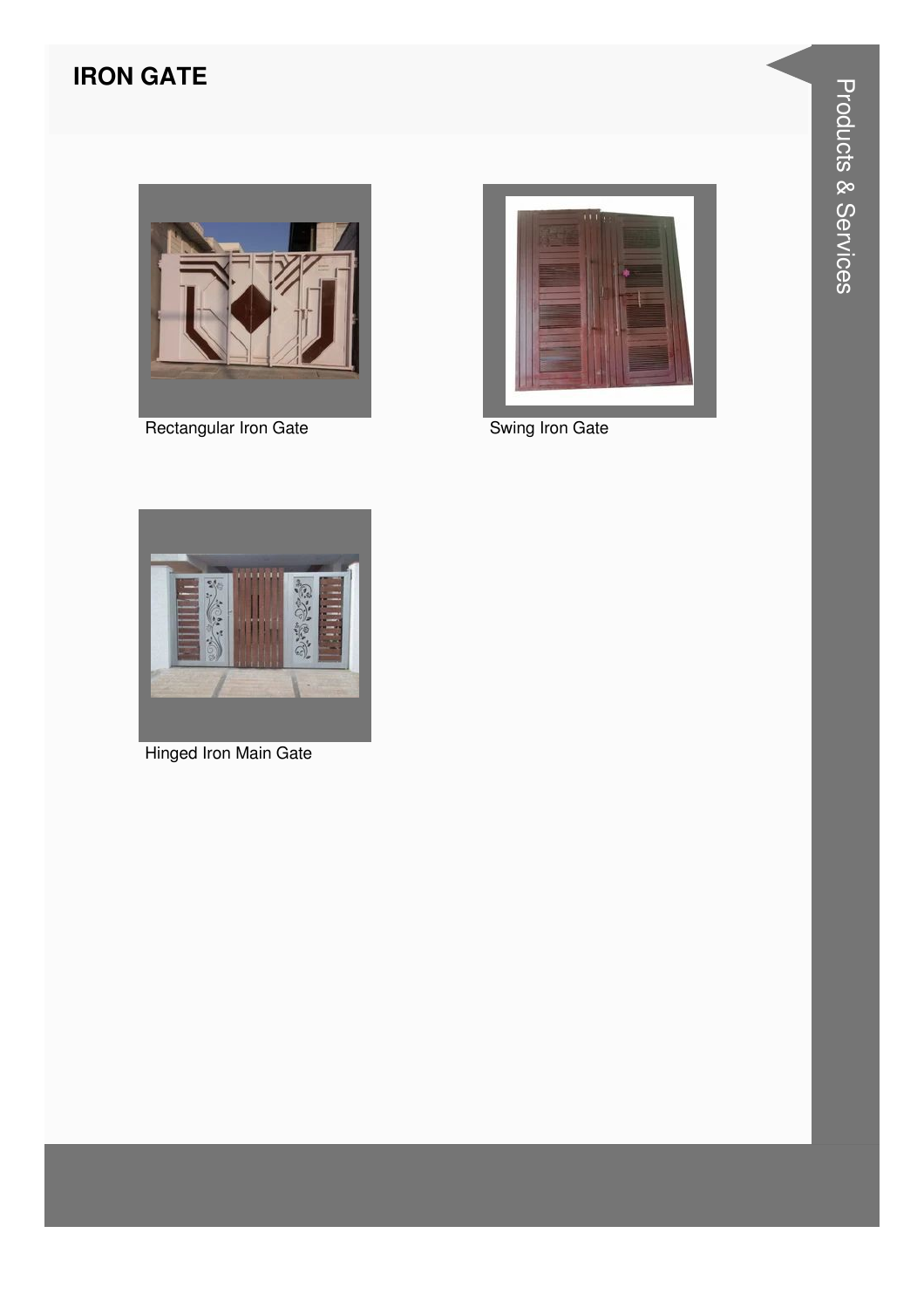## IRON GATE

Rectangular Iron Gate

Swing Iron Gate

Hinged Iron Main Gate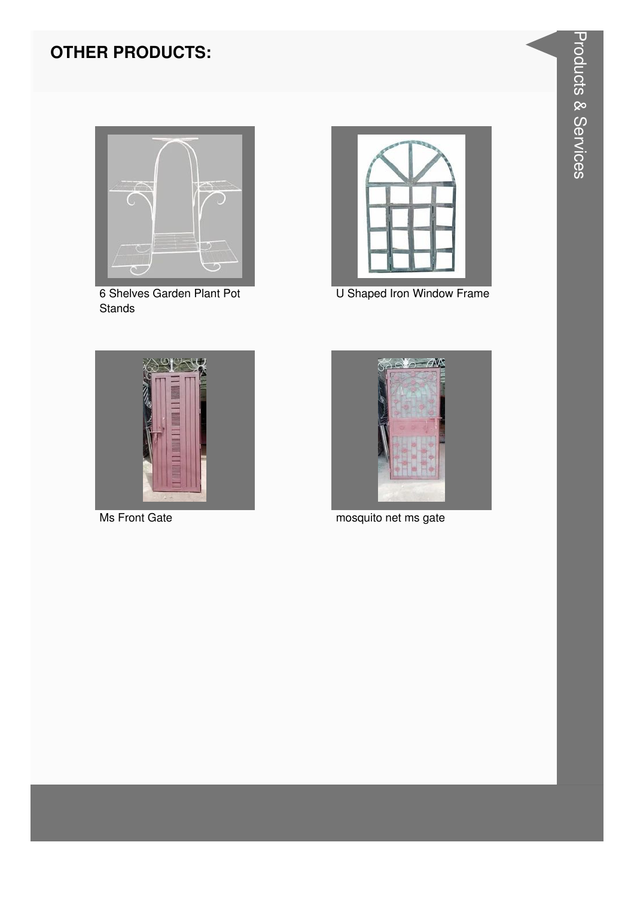## OTHER PRODUCTS:

6 Shelves Garden Plant Pot Stands

U Shaped Iron Window Frame

Ms Front Gate

mosquito net ms gate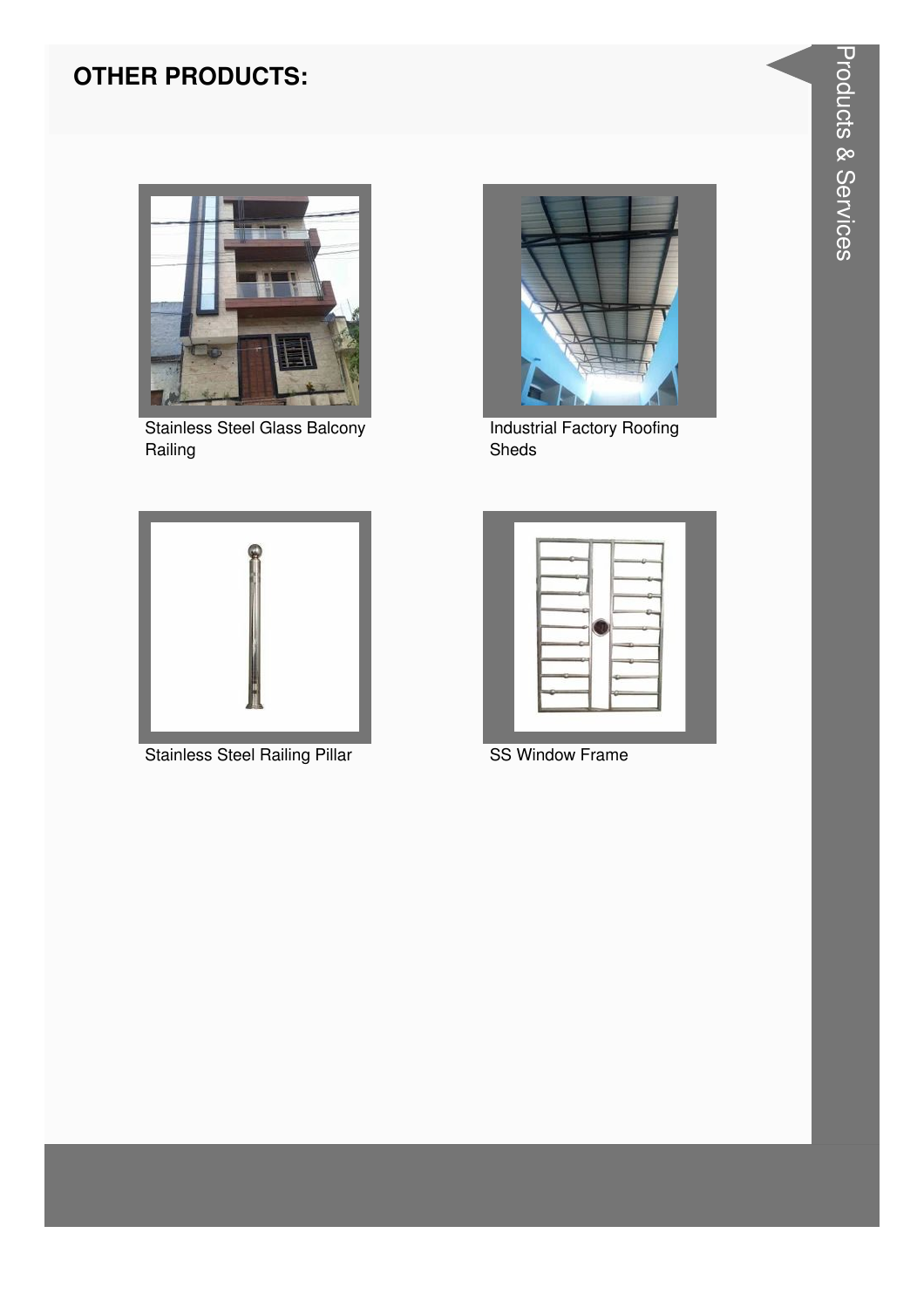## OTHER PRODUCTS:

Stainless Steel Glass Balcony Railing

Industrial Factory Roofing Sheds

Stainless Steel Railing Pillar

SS Window Frame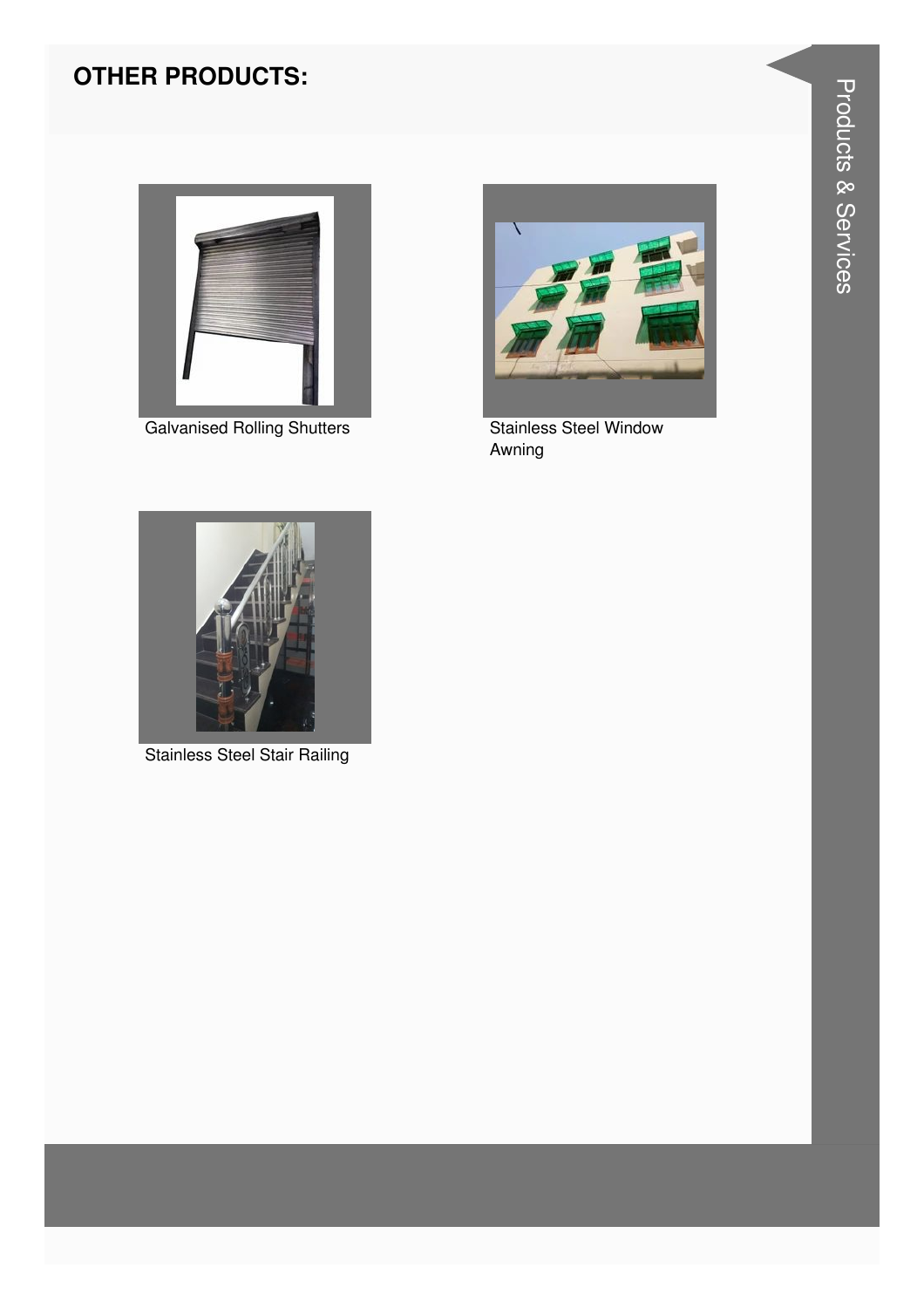## OTHER PRODUCTS:

Galvanised Rolling Shutters

Stainless Steel Window Awning

Stainless Steel Stair Railing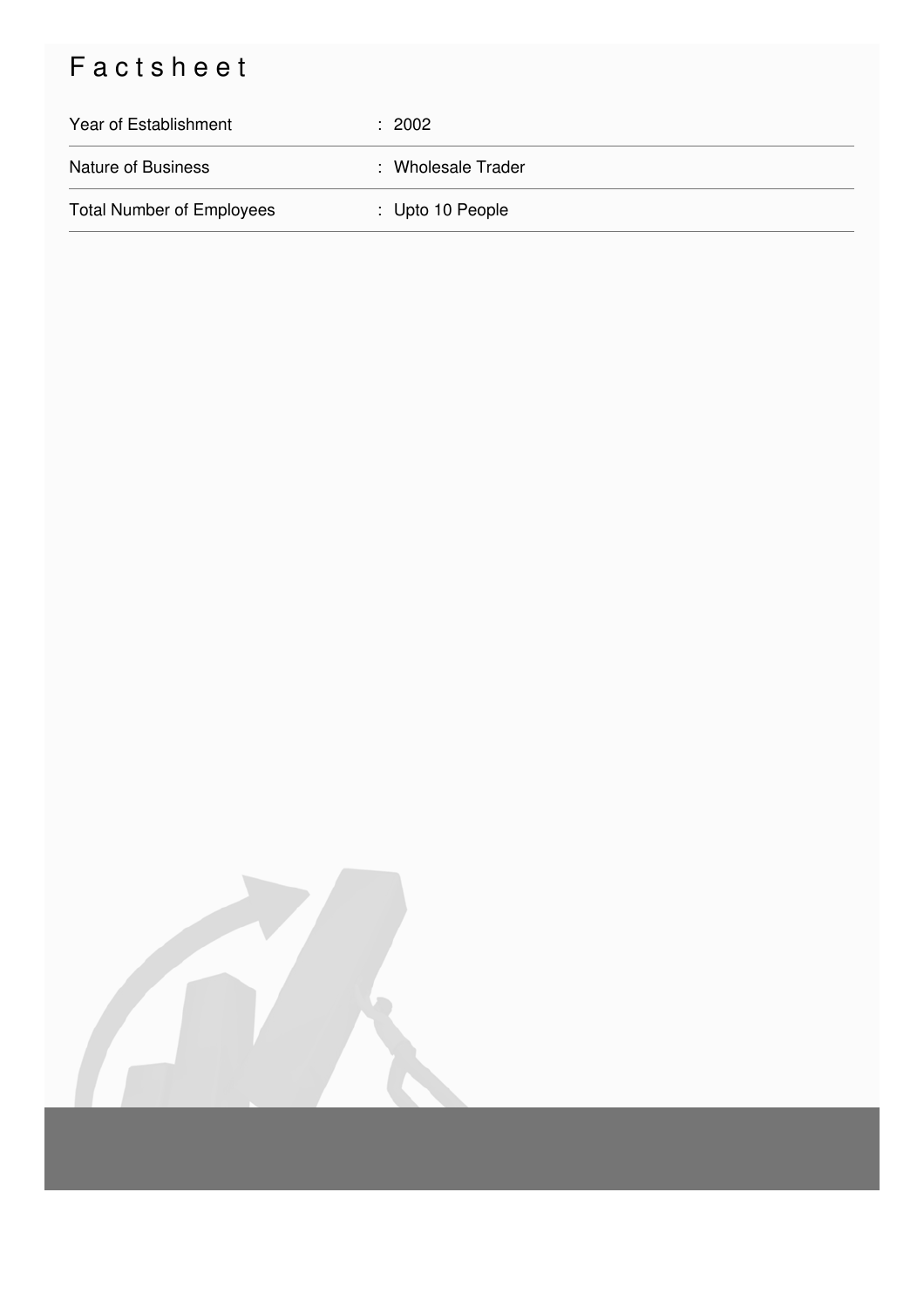# Factsheet

| | |
|---|---|
| Year of Establishment | : 2002 |
| Nature of Business | : Wholesale Trader |
| Total Number of Employees | : Upto 10 People |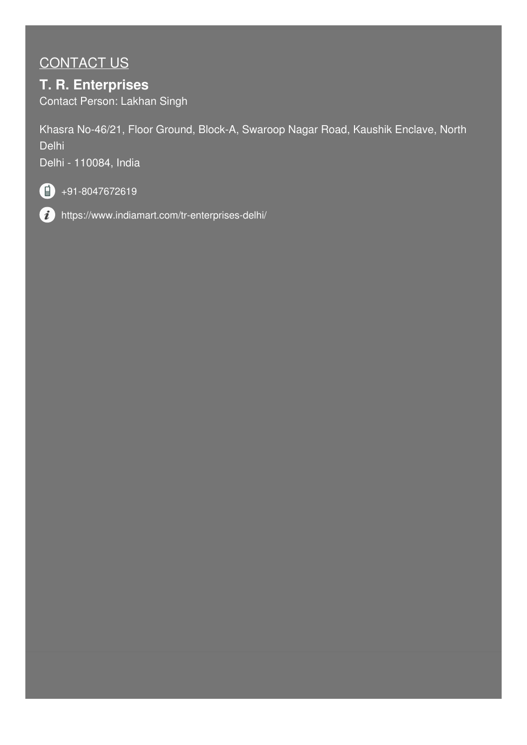## CONTACT US

### T. R. Enterprises

Contact Person: Lakhan Singh

Khasra No-46/21, Floor Ground, Block-A, Swaroop Nagar Road, Kaushik Enclave, North Delhi
Delhi - 110084, India

+91-8047672619

https://www.indiamart.com/tr-enterprises-delhi/